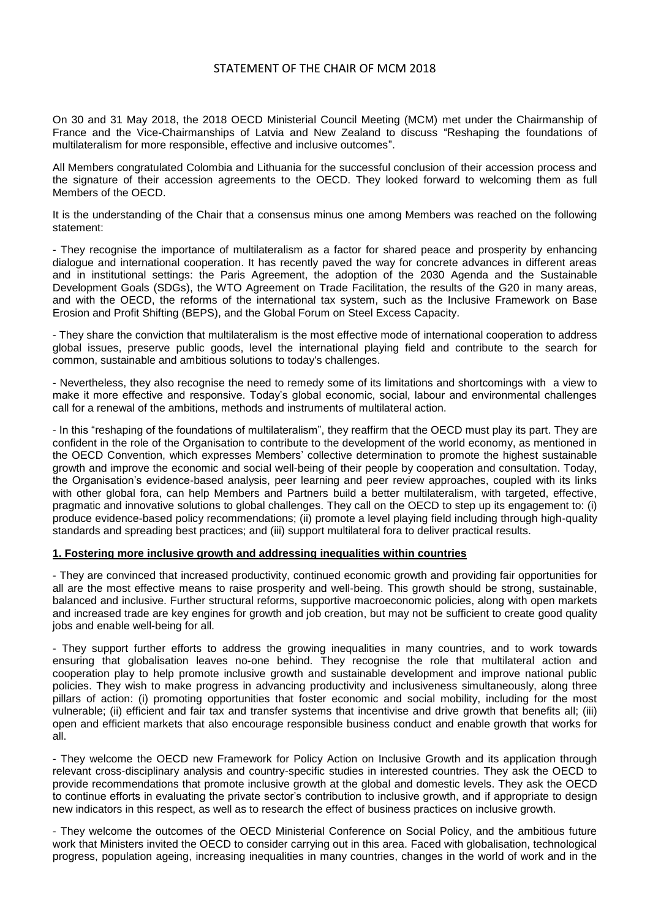# STATEMENT OF THE CHAIR OF MCM 2018

On 30 and 31 May 2018, the 2018 OECD Ministerial Council Meeting (MCM) met under the Chairmanship of France and the Vice-Chairmanships of Latvia and New Zealand to discuss "Reshaping the foundations of multilateralism for more responsible, effective and inclusive outcomes".

All Members congratulated Colombia and Lithuania for the successful conclusion of their accession process and the signature of their accession agreements to the OECD. They looked forward to welcoming them as full Members of the OECD.

It is the understanding of the Chair that a consensus minus one among Members was reached on the following statement:

- They recognise the importance of multilateralism as a factor for shared peace and prosperity by enhancing dialogue and international cooperation. It has recently paved the way for concrete advances in different areas and in institutional settings: the Paris Agreement, the adoption of the 2030 Agenda and the Sustainable Development Goals (SDGs), the WTO Agreement on Trade Facilitation, the results of the G20 in many areas, and with the OECD, the reforms of the international tax system, such as the Inclusive Framework on Base Erosion and Profit Shifting (BEPS), and the Global Forum on Steel Excess Capacity.

- They share the conviction that multilateralism is the most effective mode of international cooperation to address global issues, preserve public goods, level the international playing field and contribute to the search for common, sustainable and ambitious solutions to today's challenges.

- Nevertheless, they also recognise the need to remedy some of its limitations and shortcomings with a view to make it more effective and responsive. Today's global economic, social, labour and environmental challenges call for a renewal of the ambitions, methods and instruments of multilateral action.

- In this "reshaping of the foundations of multilateralism", they reaffirm that the OECD must play its part. They are confident in the role of the Organisation to contribute to the development of the world economy, as mentioned in the OECD Convention, which expresses Members' collective determination to promote the highest sustainable growth and improve the economic and social well-being of their people by cooperation and consultation. Today, the Organisation's evidence-based analysis, peer learning and peer review approaches, coupled with its links with other global fora, can help Members and Partners build a better multilateralism, with targeted, effective, pragmatic and innovative solutions to global challenges. They call on the OECD to step up its engagement to: (i) produce evidence-based policy recommendations; (ii) promote a level playing field including through high-quality standards and spreading best practices; and (iii) support multilateral fora to deliver practical results.

## 1. Fostering more inclusive growth and addressing inequalities within countries

- They are convinced that increased productivity, continued economic growth and providing fair opportunities for all are the most effective means to raise prosperity and well-being. This growth should be strong, sustainable, balanced and inclusive. Further structural reforms, supportive macroeconomic policies, along with open markets and increased trade are key engines for growth and job creation, but may not be sufficient to create good quality jobs and enable well-being for all.

- They support further efforts to address the growing inequalities in many countries, and to work towards ensuring that globalisation leaves no-one behind. They recognise the role that multilateral action and cooperation play to help promote inclusive growth and sustainable development and improve national public policies. They wish to make progress in advancing productivity and inclusiveness simultaneously, along three pillars of action: (i) promoting opportunities that foster economic and social mobility, including for the most vulnerable; (ii) efficient and fair tax and transfer systems that incentivise and drive growth that benefits all; (iii) open and efficient markets that also encourage responsible business conduct and enable growth that works for all.

- They welcome the OECD new Framework for Policy Action on Inclusive Growth and its application through relevant cross-disciplinary analysis and country-specific studies in interested countries. They ask the OECD to provide recommendations that promote inclusive growth at the global and domestic levels. They ask the OECD to continue efforts in evaluating the private sector's contribution to inclusive growth, and if appropriate to design new indicators in this respect, as well as to research the effect of business practices on inclusive growth.

- They welcome the outcomes of the OECD Ministerial Conference on Social Policy, and the ambitious future work that Ministers invited the OECD to consider carrying out in this area. Faced with globalisation, technological progress, population ageing, increasing inequalities in many countries, changes in the world of work and in the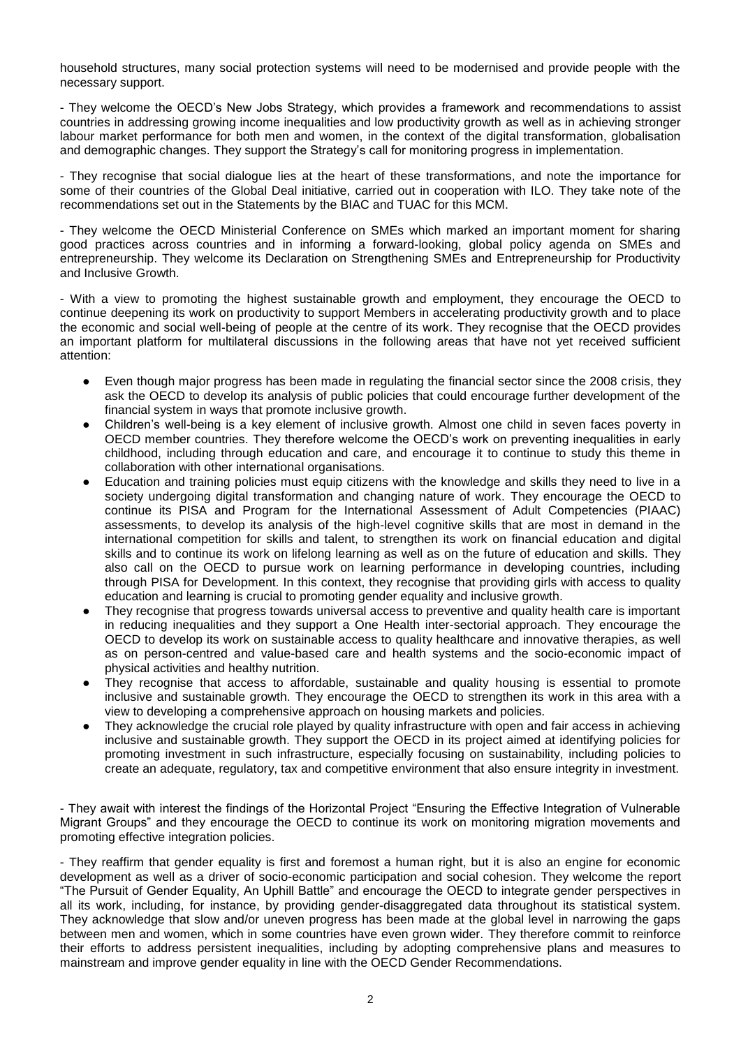household structures, many social protection systems will need to be modernised and provide people with the necessary support.

- They welcome the OECD's New Jobs Strategy, which provides a framework and recommendations to assist countries in addressing growing income inequalities and low productivity growth as well as in achieving stronger labour market performance for both men and women, in the context of the digital transformation, globalisation and demographic changes. They support the Strategy's call for monitoring progress in implementation.

- They recognise that social dialogue lies at the heart of these transformations, and note the importance for some of their countries of the Global Deal initiative, carried out in cooperation with ILO. They take note of the recommendations set out in the Statements by the BIAC and TUAC for this MCM.

- They welcome the OECD Ministerial Conference on SMEs which marked an important moment for sharing good practices across countries and in informing a forward-looking, global policy agenda on SMEs and entrepreneurship. They welcome its Declaration on Strengthening SMEs and Entrepreneurship for Productivity and Inclusive Growth.

- With a view to promoting the highest sustainable growth and employment, they encourage the OECD to continue deepening its work on productivity to support Members in accelerating productivity growth and to place the economic and social well-being of people at the centre of its work. They recognise that the OECD provides an important platform for multilateral discussions in the following areas that have not yet received sufficient attention:

- Even though major progress has been made in regulating the financial sector since the 2008 crisis, they ask the OECD to develop its analysis of public policies that could encourage further development of the financial system in ways that promote inclusive growth.
- Children's well-being is a key element of inclusive growth. Almost one child in seven faces poverty in OECD member countries. They therefore welcome the OECD's work on preventing inequalities in early childhood, including through education and care, and encourage it to continue to study this theme in collaboration with other international organisations.
- Education and training policies must equip citizens with the knowledge and skills they need to live in a society undergoing digital transformation and changing nature of work. They encourage the OECD to continue its PISA and Program for the International Assessment of Adult Competencies (PIAAC) assessments, to develop its analysis of the high-level cognitive skills that are most in demand in the international competition for skills and talent, to strengthen its work on financial education and digital skills and to continue its work on lifelong learning as well as on the future of education and skills. They also call on the OECD to pursue work on learning performance in developing countries, including through PISA for Development. In this context, they recognise that providing girls with access to quality education and learning is crucial to promoting gender equality and inclusive growth.
- They recognise that progress towards universal access to preventive and quality health care is important in reducing inequalities and they support a One Health inter-sectorial approach. They encourage the OECD to develop its work on sustainable access to quality healthcare and innovative therapies, as well as on person-centred and value-based care and health systems and the socio-economic impact of physical activities and healthy nutrition.
- They recognise that access to affordable, sustainable and quality housing is essential to promote inclusive and sustainable growth. They encourage the OECD to strengthen its work in this area with a view to developing a comprehensive approach on housing markets and policies.
- They acknowledge the crucial role played by quality infrastructure with open and fair access in achieving inclusive and sustainable growth. They support the OECD in its project aimed at identifying policies for promoting investment in such infrastructure, especially focusing on sustainability, including policies to create an adequate, regulatory, tax and competitive environment that also ensure integrity in investment.

- They await with interest the findings of the Horizontal Project "Ensuring the Effective Integration of Vulnerable Migrant Groups" and they encourage the OECD to continue its work on monitoring migration movements and promoting effective integration policies.

- They reaffirm that gender equality is first and foremost a human right, but it is also an engine for economic development as well as a driver of socio-economic participation and social cohesion. They welcome the report "The Pursuit of Gender Equality, An Uphill Battle" and encourage the OECD to integrate gender perspectives in all its work, including, for instance, by providing gender-disaggregated data throughout its statistical system. They acknowledge that slow and/or uneven progress has been made at the global level in narrowing the gaps between men and women, which in some countries have even grown wider. They therefore commit to reinforce their efforts to address persistent inequalities, including by adopting comprehensive plans and measures to mainstream and improve gender equality in line with the OECD Gender Recommendations.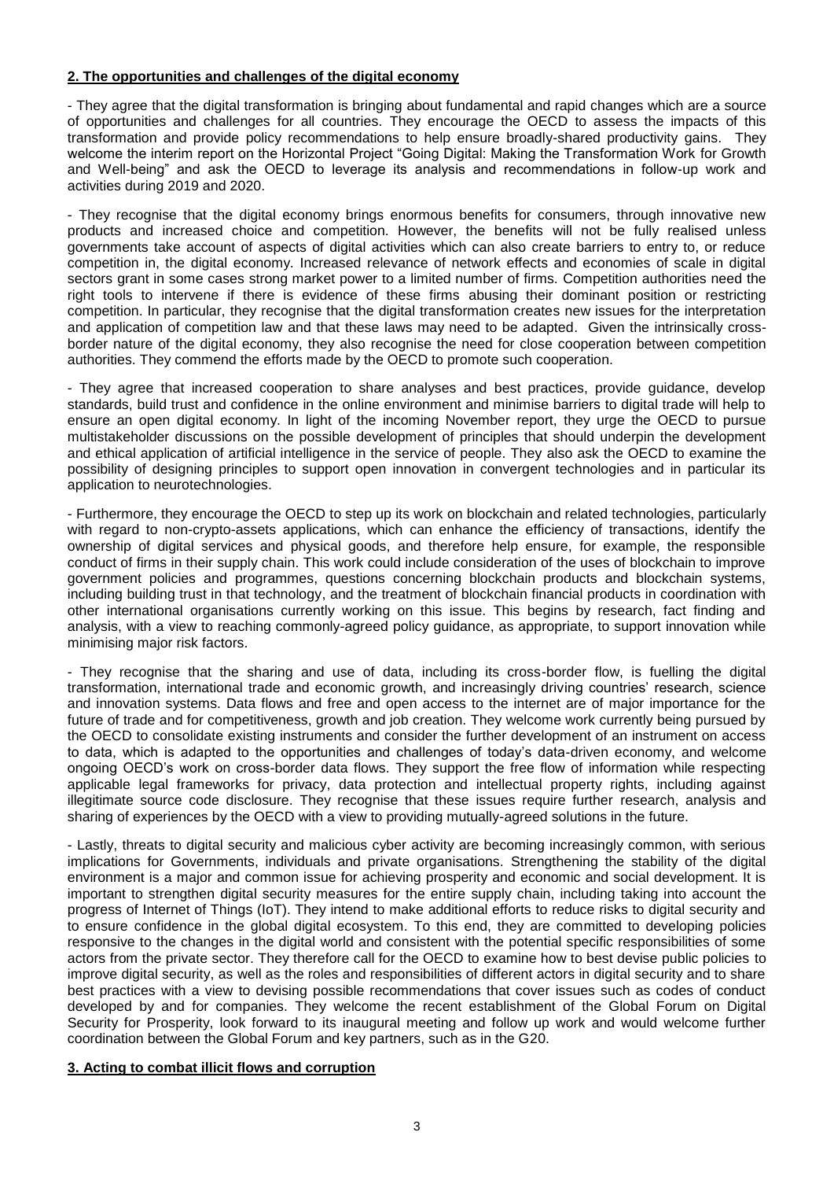**2. The opportunities and challenges of the digital economy**

- They agree that the digital transformation is bringing about fundamental and rapid changes which are a source of opportunities and challenges for all countries. They encourage the OECD to assess the impacts of this transformation and provide policy recommendations to help ensure broadly-shared productivity gains. They welcome the interim report on the Horizontal Project "Going Digital: Making the Transformation Work for Growth and Well-being" and ask the OECD to leverage its analysis and recommendations in follow-up work and activities during 2019 and 2020.

- They recognise that the digital economy brings enormous benefits for consumers, through innovative new products and increased choice and competition. However, the benefits will not be fully realised unless governments take account of aspects of digital activities which can also create barriers to entry to, or reduce competition in, the digital economy. Increased relevance of network effects and economies of scale in digital sectors grant in some cases strong market power to a limited number of firms. Competition authorities need the right tools to intervene if there is evidence of these firms abusing their dominant position or restricting competition. In particular, they recognise that the digital transformation creates new issues for the interpretation and application of competition law and that these laws may need to be adapted. Given the intrinsically cross-border nature of the digital economy, they also recognise the need for close cooperation between competition authorities. They commend the efforts made by the OECD to promote such cooperation.

- They agree that increased cooperation to share analyses and best practices, provide guidance, develop standards, build trust and confidence in the online environment and minimise barriers to digital trade will help to ensure an open digital economy. In light of the incoming November report, they urge the OECD to pursue multistakeholder discussions on the possible development of principles that should underpin the development and ethical application of artificial intelligence in the service of people. They also ask the OECD to examine the possibility of designing principles to support open innovation in convergent technologies and in particular its application to neurotechnologies.

- Furthermore, they encourage the OECD to step up its work on blockchain and related technologies, particularly with regard to non-crypto-assets applications, which can enhance the efficiency of transactions, identify the ownership of digital services and physical goods, and therefore help ensure, for example, the responsible conduct of firms in their supply chain. This work could include consideration of the uses of blockchain to improve government policies and programmes, questions concerning blockchain products and blockchain systems, including building trust in that technology, and the treatment of blockchain financial products in coordination with other international organisations currently working on this issue. This begins by research, fact finding and analysis, with a view to reaching commonly-agreed policy guidance, as appropriate, to support innovation while minimising major risk factors.

- They recognise that the sharing and use of data, including its cross-border flow, is fuelling the digital transformation, international trade and economic growth, and increasingly driving countries' research, science and innovation systems. Data flows and free and open access to the internet are of major importance for the future of trade and for competitiveness, growth and job creation. They welcome work currently being pursued by the OECD to consolidate existing instruments and consider the further development of an instrument on access to data, which is adapted to the opportunities and challenges of today's data-driven economy, and welcome ongoing OECD's work on cross-border data flows. They support the free flow of information while respecting applicable legal frameworks for privacy, data protection and intellectual property rights, including against illegitimate source code disclosure. They recognise that these issues require further research, analysis and sharing of experiences by the OECD with a view to providing mutually-agreed solutions in the future.

- Lastly, threats to digital security and malicious cyber activity are becoming increasingly common, with serious implications for Governments, individuals and private organisations. Strengthening the stability of the digital environment is a major and common issue for achieving prosperity and economic and social development. It is important to strengthen digital security measures for the entire supply chain, including taking into account the progress of Internet of Things (IoT). They intend to make additional efforts to reduce risks to digital security and to ensure confidence in the global digital ecosystem. To this end, they are committed to developing policies responsive to the changes in the digital world and consistent with the potential specific responsibilities of some actors from the private sector. They therefore call for the OECD to examine how to best devise public policies to improve digital security, as well as the roles and responsibilities of different actors in digital security and to share best practices with a view to devising possible recommendations that cover issues such as codes of conduct developed by and for companies. They welcome the recent establishment of the Global Forum on Digital Security for Prosperity, look forward to its inaugural meeting and follow up work and would welcome further coordination between the Global Forum and key partners, such as in the G20.

**3. Acting to combat illicit flows and corruption**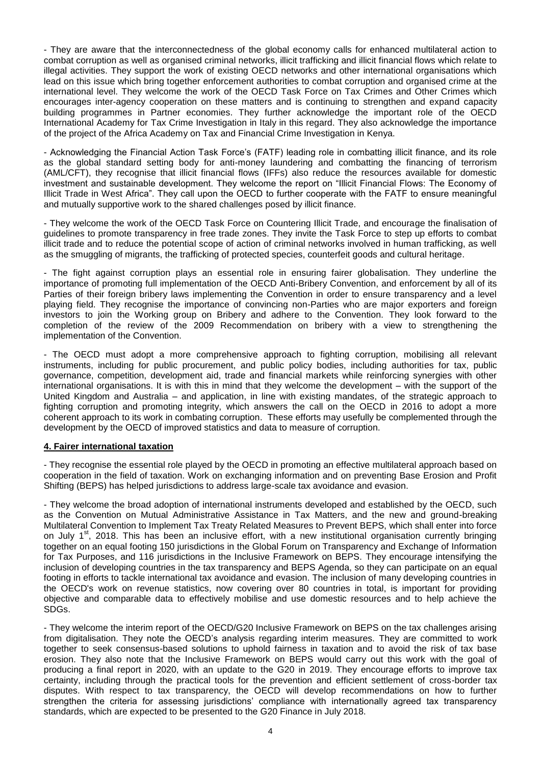- They are aware that the interconnectedness of the global economy calls for enhanced multilateral action to combat corruption as well as organised criminal networks, illicit trafficking and illicit financial flows which relate to illegal activities. They support the work of existing OECD networks and other international organisations which lead on this issue which bring together enforcement authorities to combat corruption and organised crime at the international level. They welcome the work of the OECD Task Force on Tax Crimes and Other Crimes which encourages inter-agency cooperation on these matters and is continuing to strengthen and expand capacity building programmes in Partner economies. They further acknowledge the important role of the OECD International Academy for Tax Crime Investigation in Italy in this regard. They also acknowledge the importance of the project of the Africa Academy on Tax and Financial Crime Investigation in Kenya.

- Acknowledging the Financial Action Task Force's (FATF) leading role in combatting illicit finance, and its role as the global standard setting body for anti-money laundering and combatting the financing of terrorism (AML/CFT), they recognise that illicit financial flows (IFFs) also reduce the resources available for domestic investment and sustainable development. They welcome the report on "Illicit Financial Flows: The Economy of Illicit Trade in West Africa". They call upon the OECD to further cooperate with the FATF to ensure meaningful and mutually supportive work to the shared challenges posed by illicit finance.

- They welcome the work of the OECD Task Force on Countering Illicit Trade, and encourage the finalisation of guidelines to promote transparency in free trade zones. They invite the Task Force to step up efforts to combat illicit trade and to reduce the potential scope of action of criminal networks involved in human trafficking, as well as the smuggling of migrants, the trafficking of protected species, counterfeit goods and cultural heritage.

- The fight against corruption plays an essential role in ensuring fairer globalisation. They underline the importance of promoting full implementation of the OECD Anti-Bribery Convention, and enforcement by all of its Parties of their foreign bribery laws implementing the Convention in order to ensure transparency and a level playing field. They recognise the importance of convincing non-Parties who are major exporters and foreign investors to join the Working group on Bribery and adhere to the Convention. They look forward to the completion of the review of the 2009 Recommendation on bribery with a view to strengthening the implementation of the Convention.

- The OECD must adopt a more comprehensive approach to fighting corruption, mobilising all relevant instruments, including for public procurement, and public policy bodies, including authorities for tax, public governance, competition, development aid, trade and financial markets while reinforcing synergies with other international organisations. It is with this in mind that they welcome the development – with the support of the United Kingdom and Australia – and application, in line with existing mandates, of the strategic approach to fighting corruption and promoting integrity, which answers the call on the OECD in 2016 to adopt a more coherent approach to its work in combating corruption. These efforts may usefully be complemented through the development by the OECD of improved statistics and data to measure of corruption.

## 4. Fairer international taxation

- They recognise the essential role played by the OECD in promoting an effective multilateral approach based on cooperation in the field of taxation. Work on exchanging information and on preventing Base Erosion and Profit Shifting (BEPS) has helped jurisdictions to address large-scale tax avoidance and evasion.

- They welcome the broad adoption of international instruments developed and established by the OECD, such as the Convention on Mutual Administrative Assistance in Tax Matters, and the new and ground-breaking Multilateral Convention to Implement Tax Treaty Related Measures to Prevent BEPS, which shall enter into force on July 1st, 2018. This has been an inclusive effort, with a new institutional organisation currently bringing together on an equal footing 150 jurisdictions in the Global Forum on Transparency and Exchange of Information for Tax Purposes, and 116 jurisdictions in the Inclusive Framework on BEPS. They encourage intensifying the inclusion of developing countries in the tax transparency and BEPS Agenda, so they can participate on an equal footing in efforts to tackle international tax avoidance and evasion. The inclusion of many developing countries in the OECD's work on revenue statistics, now covering over 80 countries in total, is important for providing objective and comparable data to effectively mobilise and use domestic resources and to help achieve the SDGs.

- They welcome the interim report of the OECD/G20 Inclusive Framework on BEPS on the tax challenges arising from digitalisation. They note the OECD's analysis regarding interim measures. They are committed to work together to seek consensus-based solutions to uphold fairness in taxation and to avoid the risk of tax base erosion. They also note that the Inclusive Framework on BEPS would carry out this work with the goal of producing a final report in 2020, with an update to the G20 in 2019. They encourage efforts to improve tax certainty, including through the practical tools for the prevention and efficient settlement of cross-border tax disputes. With respect to tax transparency, the OECD will develop recommendations on how to further strengthen the criteria for assessing jurisdictions' compliance with internationally agreed tax transparency standards, which are expected to be presented to the G20 Finance in July 2018.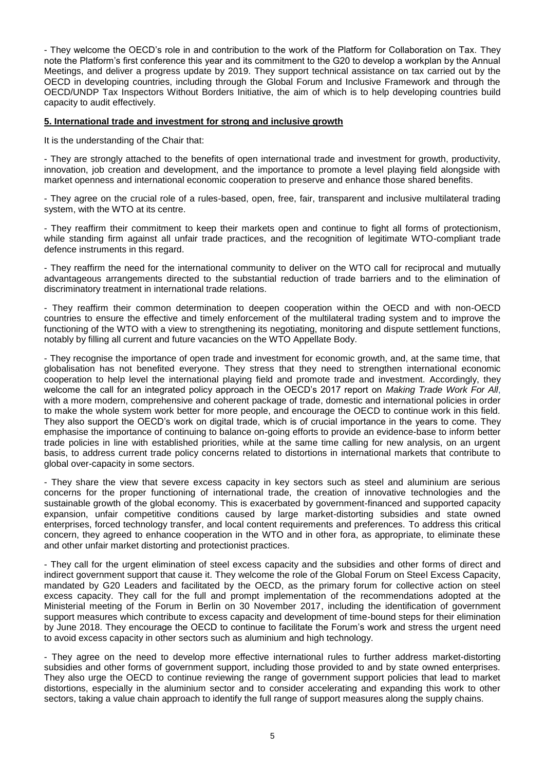- They welcome the OECD's role in and contribution to the work of the Platform for Collaboration on Tax. They note the Platform's first conference this year and its commitment to the G20 to develop a workplan by the Annual Meetings, and deliver a progress update by 2019. They support technical assistance on tax carried out by the OECD in developing countries, including through the Global Forum and Inclusive Framework and through the OECD/UNDP Tax Inspectors Without Borders Initiative, the aim of which is to help developing countries build capacity to audit effectively.

**5. International trade and investment for strong and inclusive growth**

It is the understanding of the Chair that:

- They are strongly attached to the benefits of open international trade and investment for growth, productivity, innovation, job creation and development, and the importance to promote a level playing field alongside with market openness and international economic cooperation to preserve and enhance those shared benefits.

- They agree on the crucial role of a rules-based, open, free, fair, transparent and inclusive multilateral trading system, with the WTO at its centre.

- They reaffirm their commitment to keep their markets open and continue to fight all forms of protectionism, while standing firm against all unfair trade practices, and the recognition of legitimate WTO-compliant trade defence instruments in this regard.

- They reaffirm the need for the international community to deliver on the WTO call for reciprocal and mutually advantageous arrangements directed to the substantial reduction of trade barriers and to the elimination of discriminatory treatment in international trade relations.

- They reaffirm their common determination to deepen cooperation within the OECD and with non-OECD countries to ensure the effective and timely enforcement of the multilateral trading system and to improve the functioning of the WTO with a view to strengthening its negotiating, monitoring and dispute settlement functions, notably by filling all current and future vacancies on the WTO Appellate Body.

- They recognise the importance of open trade and investment for economic growth, and, at the same time, that globalisation has not benefited everyone. They stress that they need to strengthen international economic cooperation to help level the international playing field and promote trade and investment. Accordingly, they welcome the call for an integrated policy approach in the OECD's 2017 report on *Making Trade Work For All*, with a more modern, comprehensive and coherent package of trade, domestic and international policies in order to make the whole system work better for more people, and encourage the OECD to continue work in this field. They also support the OECD's work on digital trade, which is of crucial importance in the years to come. They emphasise the importance of continuing to balance on-going efforts to provide an evidence-base to inform better trade policies in line with established priorities, while at the same time calling for new analysis, on an urgent basis, to address current trade policy concerns related to distortions in international markets that contribute to global over-capacity in some sectors.

- They share the view that severe excess capacity in key sectors such as steel and aluminium are serious concerns for the proper functioning of international trade, the creation of innovative technologies and the sustainable growth of the global economy. This is exacerbated by government-financed and supported capacity expansion, unfair competitive conditions caused by large market-distorting subsidies and state owned enterprises, forced technology transfer, and local content requirements and preferences. To address this critical concern, they agreed to enhance cooperation in the WTO and in other fora, as appropriate, to eliminate these and other unfair market distorting and protectionist practices.

- They call for the urgent elimination of steel excess capacity and the subsidies and other forms of direct and indirect government support that cause it. They welcome the role of the Global Forum on Steel Excess Capacity, mandated by G20 Leaders and facilitated by the OECD, as the primary forum for collective action on steel excess capacity. They call for the full and prompt implementation of the recommendations adopted at the Ministerial meeting of the Forum in Berlin on 30 November 2017, including the identification of government support measures which contribute to excess capacity and development of time-bound steps for their elimination by June 2018. They encourage the OECD to continue to facilitate the Forum's work and stress the urgent need to avoid excess capacity in other sectors such as aluminium and high technology.

- They agree on the need to develop more effective international rules to further address market-distorting subsidies and other forms of government support, including those provided to and by state owned enterprises. They also urge the OECD to continue reviewing the range of government support policies that lead to market distortions, especially in the aluminium sector and to consider accelerating and expanding this work to other sectors, taking a value chain approach to identify the full range of support measures along the supply chains.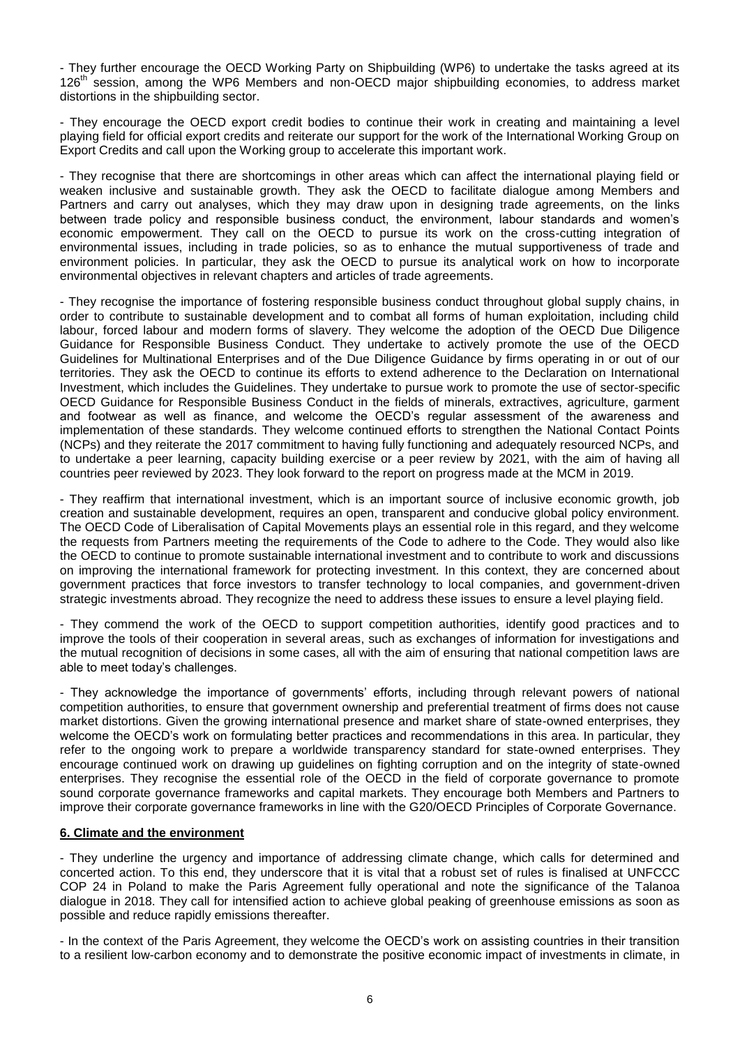- They further encourage the OECD Working Party on Shipbuilding (WP6) to undertake the tasks agreed at its 126th session, among the WP6 Members and non-OECD major shipbuilding economies, to address market distortions in the shipbuilding sector.

- They encourage the OECD export credit bodies to continue their work in creating and maintaining a level playing field for official export credits and reiterate our support for the work of the International Working Group on Export Credits and call upon the Working group to accelerate this important work.

- They recognise that there are shortcomings in other areas which can affect the international playing field or weaken inclusive and sustainable growth. They ask the OECD to facilitate dialogue among Members and Partners and carry out analyses, which they may draw upon in designing trade agreements, on the links between trade policy and responsible business conduct, the environment, labour standards and women's economic empowerment. They call on the OECD to pursue its work on the cross-cutting integration of environmental issues, including in trade policies, so as to enhance the mutual supportiveness of trade and environment policies. In particular, they ask the OECD to pursue its analytical work on how to incorporate environmental objectives in relevant chapters and articles of trade agreements.

- They recognise the importance of fostering responsible business conduct throughout global supply chains, in order to contribute to sustainable development and to combat all forms of human exploitation, including child labour, forced labour and modern forms of slavery. They welcome the adoption of the OECD Due Diligence Guidance for Responsible Business Conduct. They undertake to actively promote the use of the OECD Guidelines for Multinational Enterprises and of the Due Diligence Guidance by firms operating in or out of our territories. They ask the OECD to continue its efforts to extend adherence to the Declaration on International Investment, which includes the Guidelines. They undertake to pursue work to promote the use of sector-specific OECD Guidance for Responsible Business Conduct in the fields of minerals, extractives, agriculture, garment and footwear as well as finance, and welcome the OECD's regular assessment of the awareness and implementation of these standards. They welcome continued efforts to strengthen the National Contact Points (NCPs) and they reiterate the 2017 commitment to having fully functioning and adequately resourced NCPs, and to undertake a peer learning, capacity building exercise or a peer review by 2021, with the aim of having all countries peer reviewed by 2023. They look forward to the report on progress made at the MCM in 2019.

- They reaffirm that international investment, which is an important source of inclusive economic growth, job creation and sustainable development, requires an open, transparent and conducive global policy environment. The OECD Code of Liberalisation of Capital Movements plays an essential role in this regard, and they welcome the requests from Partners meeting the requirements of the Code to adhere to the Code. They would also like the OECD to continue to promote sustainable international investment and to contribute to work and discussions on improving the international framework for protecting investment. In this context, they are concerned about government practices that force investors to transfer technology to local companies, and government-driven strategic investments abroad. They recognize the need to address these issues to ensure a level playing field.

- They commend the work of the OECD to support competition authorities, identify good practices and to improve the tools of their cooperation in several areas, such as exchanges of information for investigations and the mutual recognition of decisions in some cases, all with the aim of ensuring that national competition laws are able to meet today's challenges.

- They acknowledge the importance of governments' efforts, including through relevant powers of national competition authorities, to ensure that government ownership and preferential treatment of firms does not cause market distortions. Given the growing international presence and market share of state-owned enterprises, they welcome the OECD's work on formulating better practices and recommendations in this area. In particular, they refer to the ongoing work to prepare a worldwide transparency standard for state-owned enterprises. They encourage continued work on drawing up guidelines on fighting corruption and on the integrity of state-owned enterprises. They recognise the essential role of the OECD in the field of corporate governance to promote sound corporate governance frameworks and capital markets. They encourage both Members and Partners to improve their corporate governance frameworks in line with the G20/OECD Principles of Corporate Governance.

## 6. Climate and the environment

- They underline the urgency and importance of addressing climate change, which calls for determined and concerted action. To this end, they underscore that it is vital that a robust set of rules is finalised at UNFCCC COP 24 in Poland to make the Paris Agreement fully operational and note the significance of the Talanoa dialogue in 2018. They call for intensified action to achieve global peaking of greenhouse emissions as soon as possible and reduce rapidly emissions thereafter.

- In the context of the Paris Agreement, they welcome the OECD's work on assisting countries in their transition to a resilient low-carbon economy and to demonstrate the positive economic impact of investments in climate, in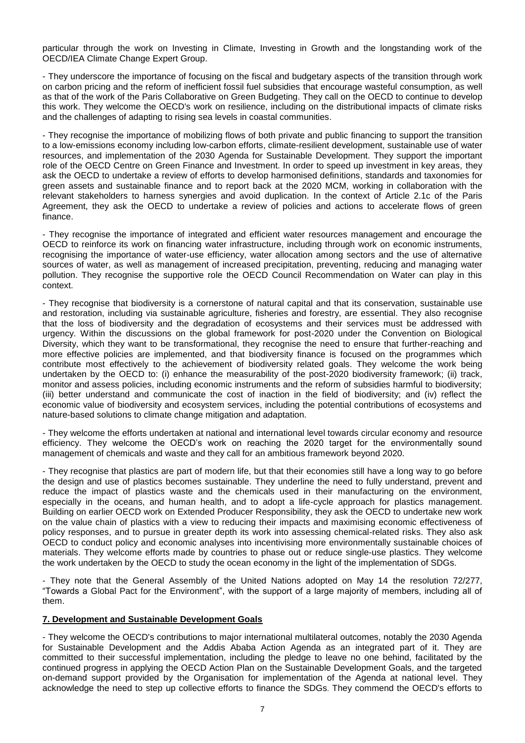particular through the work on Investing in Climate, Investing in Growth and the longstanding work of the OECD/IEA Climate Change Expert Group.

- They underscore the importance of focusing on the fiscal and budgetary aspects of the transition through work on carbon pricing and the reform of inefficient fossil fuel subsidies that encourage wasteful consumption, as well as that of the work of the Paris Collaborative on Green Budgeting. They call on the OECD to continue to develop this work. They welcome the OECD's work on resilience, including on the distributional impacts of climate risks and the challenges of adapting to rising sea levels in coastal communities.

- They recognise the importance of mobilizing flows of both private and public financing to support the transition to a low-emissions economy including low-carbon efforts, climate-resilient development, sustainable use of water resources, and implementation of the 2030 Agenda for Sustainable Development. They support the important role of the OECD Centre on Green Finance and Investment. In order to speed up investment in key areas, they ask the OECD to undertake a review of efforts to develop harmonised definitions, standards and taxonomies for green assets and sustainable finance and to report back at the 2020 MCM, working in collaboration with the relevant stakeholders to harness synergies and avoid duplication. In the context of Article 2.1c of the Paris Agreement, they ask the OECD to undertake a review of policies and actions to accelerate flows of green finance.

- They recognise the importance of integrated and efficient water resources management and encourage the OECD to reinforce its work on financing water infrastructure, including through work on economic instruments, recognising the importance of water-use efficiency, water allocation among sectors and the use of alternative sources of water, as well as management of increased precipitation, preventing, reducing and managing water pollution. They recognise the supportive role the OECD Council Recommendation on Water can play in this context.

- They recognise that biodiversity is a cornerstone of natural capital and that its conservation, sustainable use and restoration, including via sustainable agriculture, fisheries and forestry, are essential. They also recognise that the loss of biodiversity and the degradation of ecosystems and their services must be addressed with urgency. Within the discussions on the global framework for post-2020 under the Convention on Biological Diversity, which they want to be transformational, they recognise the need to ensure that further-reaching and more effective policies are implemented, and that biodiversity finance is focused on the programmes which contribute most effectively to the achievement of biodiversity related goals. They welcome the work being undertaken by the OECD to: (i) enhance the measurability of the post-2020 biodiversity framework; (ii) track, monitor and assess policies, including economic instruments and the reform of subsidies harmful to biodiversity; (iii) better understand and communicate the cost of inaction in the field of biodiversity; and (iv) reflect the economic value of biodiversity and ecosystem services, including the potential contributions of ecosystems and nature-based solutions to climate change mitigation and adaptation.

- They welcome the efforts undertaken at national and international level towards circular economy and resource efficiency. They welcome the OECD's work on reaching the 2020 target for the environmentally sound management of chemicals and waste and they call for an ambitious framework beyond 2020.

- They recognise that plastics are part of modern life, but that their economies still have a long way to go before the design and use of plastics becomes sustainable. They underline the need to fully understand, prevent and reduce the impact of plastics waste and the chemicals used in their manufacturing on the environment, especially in the oceans, and human health, and to adopt a life-cycle approach for plastics management. Building on earlier OECD work on Extended Producer Responsibility, they ask the OECD to undertake new work on the value chain of plastics with a view to reducing their impacts and maximising economic effectiveness of policy responses, and to pursue in greater depth its work into assessing chemical-related risks. They also ask OECD to conduct policy and economic analyses into incentivising more environmentally sustainable choices of materials. They welcome efforts made by countries to phase out or reduce single-use plastics. They welcome the work undertaken by the OECD to study the ocean economy in the light of the implementation of SDGs.

- They note that the General Assembly of the United Nations adopted on May 14 the resolution 72/277, "Towards a Global Pact for the Environment", with the support of a large majority of members, including all of them.

## 7. Development and Sustainable Development Goals

- They welcome the OECD's contributions to major international multilateral outcomes, notably the 2030 Agenda for Sustainable Development and the Addis Ababa Action Agenda as an integrated part of it. They are committed to their successful implementation, including the pledge to leave no one behind, facilitated by the continued progress in applying the OECD Action Plan on the Sustainable Development Goals, and the targeted on-demand support provided by the Organisation for implementation of the Agenda at national level. They acknowledge the need to step up collective efforts to finance the SDGs. They commend the OECD's efforts to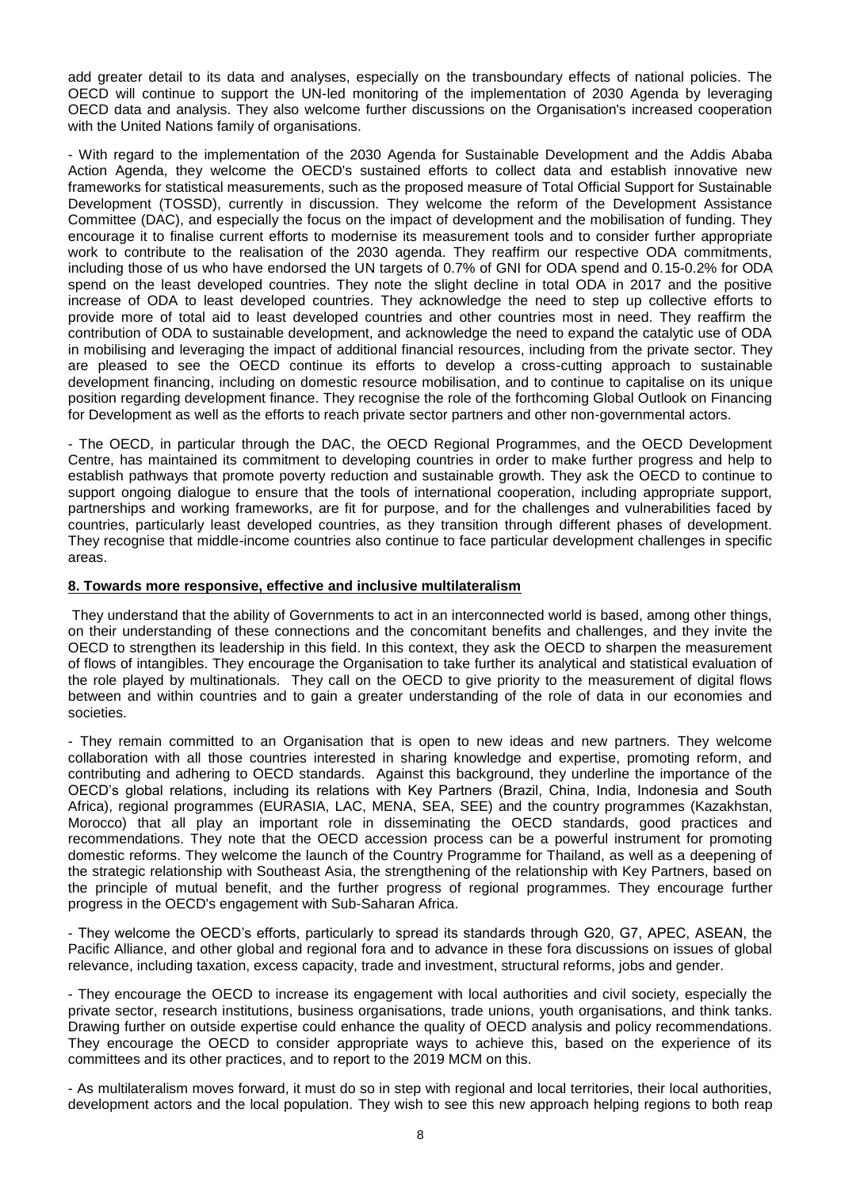add greater detail to its data and analyses, especially on the transboundary effects of national policies. The OECD will continue to support the UN-led monitoring of the implementation of 2030 Agenda by leveraging OECD data and analysis. They also welcome further discussions on the Organisation's increased cooperation with the United Nations family of organisations.

- With regard to the implementation of the 2030 Agenda for Sustainable Development and the Addis Ababa Action Agenda, they welcome the OECD's sustained efforts to collect data and establish innovative new frameworks for statistical measurements, such as the proposed measure of Total Official Support for Sustainable Development (TOSSD), currently in discussion. They welcome the reform of the Development Assistance Committee (DAC), and especially the focus on the impact of development and the mobilisation of funding. They encourage it to finalise current efforts to modernise its measurement tools and to consider further appropriate work to contribute to the realisation of the 2030 agenda. They reaffirm our respective ODA commitments, including those of us who have endorsed the UN targets of 0.7% of GNI for ODA spend and 0.15-0.2% for ODA spend on the least developed countries. They note the slight decline in total ODA in 2017 and the positive increase of ODA to least developed countries. They acknowledge the need to step up collective efforts to provide more of total aid to least developed countries and other countries most in need. They reaffirm the contribution of ODA to sustainable development, and acknowledge the need to expand the catalytic use of ODA in mobilising and leveraging the impact of additional financial resources, including from the private sector. They are pleased to see the OECD continue its efforts to develop a cross-cutting approach to sustainable development financing, including on domestic resource mobilisation, and to continue to capitalise on its unique position regarding development finance. They recognise the role of the forthcoming Global Outlook on Financing for Development as well as the efforts to reach private sector partners and other non-governmental actors.

- The OECD, in particular through the DAC, the OECD Regional Programmes, and the OECD Development Centre, has maintained its commitment to developing countries in order to make further progress and help to establish pathways that promote poverty reduction and sustainable growth. They ask the OECD to continue to support ongoing dialogue to ensure that the tools of international cooperation, including appropriate support, partnerships and working frameworks, are fit for purpose, and for the challenges and vulnerabilities faced by countries, particularly least developed countries, as they transition through different phases of development. They recognise that middle-income countries also continue to face particular development challenges in specific areas.

## 8. Towards more responsive, effective and inclusive multilateralism

They understand that the ability of Governments to act in an interconnected world is based, among other things, on their understanding of these connections and the concomitant benefits and challenges, and they invite the OECD to strengthen its leadership in this field. In this context, they ask the OECD to sharpen the measurement of flows of intangibles. They encourage the Organisation to take further its analytical and statistical evaluation of the role played by multinationals. They call on the OECD to give priority to the measurement of digital flows between and within countries and to gain a greater understanding of the role of data in our economies and societies.

- They remain committed to an Organisation that is open to new ideas and new partners. They welcome collaboration with all those countries interested in sharing knowledge and expertise, promoting reform, and contributing and adhering to OECD standards. Against this background, they underline the importance of the OECD's global relations, including its relations with Key Partners (Brazil, China, India, Indonesia and South Africa), regional programmes (EURASIA, LAC, MENA, SEA, SEE) and the country programmes (Kazakhstan, Morocco) that all play an important role in disseminating the OECD standards, good practices and recommendations. They note that the OECD accession process can be a powerful instrument for promoting domestic reforms. They welcome the launch of the Country Programme for Thailand, as well as a deepening of the strategic relationship with Southeast Asia, the strengthening of the relationship with Key Partners, based on the principle of mutual benefit, and the further progress of regional programmes. They encourage further progress in the OECD's engagement with Sub-Saharan Africa.

- They welcome the OECD's efforts, particularly to spread its standards through G20, G7, APEC, ASEAN, the Pacific Alliance, and other global and regional fora and to advance in these fora discussions on issues of global relevance, including taxation, excess capacity, trade and investment, structural reforms, jobs and gender.

- They encourage the OECD to increase its engagement with local authorities and civil society, especially the private sector, research institutions, business organisations, trade unions, youth organisations, and think tanks. Drawing further on outside expertise could enhance the quality of OECD analysis and policy recommendations. They encourage the OECD to consider appropriate ways to achieve this, based on the experience of its committees and its other practices, and to report to the 2019 MCM on this.

- As multilateralism moves forward, it must do so in step with regional and local territories, their local authorities, development actors and the local population. They wish to see this new approach helping regions to both reap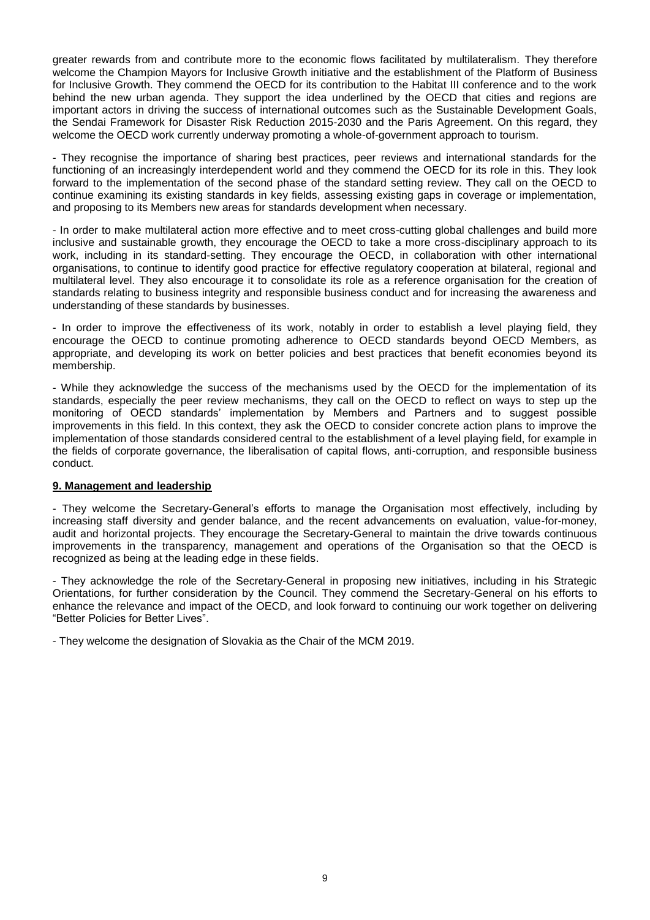greater rewards from and contribute more to the economic flows facilitated by multilateralism. They therefore welcome the Champion Mayors for Inclusive Growth initiative and the establishment of the Platform of Business for Inclusive Growth. They commend the OECD for its contribution to the Habitat III conference and to the work behind the new urban agenda. They support the idea underlined by the OECD that cities and regions are important actors in driving the success of international outcomes such as the Sustainable Development Goals, the Sendai Framework for Disaster Risk Reduction 2015-2030 and the Paris Agreement. On this regard, they welcome the OECD work currently underway promoting a whole-of-government approach to tourism.

- They recognise the importance of sharing best practices, peer reviews and international standards for the functioning of an increasingly interdependent world and they commend the OECD for its role in this. They look forward to the implementation of the second phase of the standard setting review. They call on the OECD to continue examining its existing standards in key fields, assessing existing gaps in coverage or implementation, and proposing to its Members new areas for standards development when necessary.

- In order to make multilateral action more effective and to meet cross-cutting global challenges and build more inclusive and sustainable growth, they encourage the OECD to take a more cross-disciplinary approach to its work, including in its standard-setting. They encourage the OECD, in collaboration with other international organisations, to continue to identify good practice for effective regulatory cooperation at bilateral, regional and multilateral level. They also encourage it to consolidate its role as a reference organisation for the creation of standards relating to business integrity and responsible business conduct and for increasing the awareness and understanding of these standards by businesses.

- In order to improve the effectiveness of its work, notably in order to establish a level playing field, they encourage the OECD to continue promoting adherence to OECD standards beyond OECD Members, as appropriate, and developing its work on better policies and best practices that benefit economies beyond its membership.

- While they acknowledge the success of the mechanisms used by the OECD for the implementation of its standards, especially the peer review mechanisms, they call on the OECD to reflect on ways to step up the monitoring of OECD standards' implementation by Members and Partners and to suggest possible improvements in this field. In this context, they ask the OECD to consider concrete action plans to improve the implementation of those standards considered central to the establishment of a level playing field, for example in the fields of corporate governance, the liberalisation of capital flows, anti-corruption, and responsible business conduct.

## 9. Management and leadership

- They welcome the Secretary-General's efforts to manage the Organisation most effectively, including by increasing staff diversity and gender balance, and the recent advancements on evaluation, value-for-money, audit and horizontal projects. They encourage the Secretary-General to maintain the drive towards continuous improvements in the transparency, management and operations of the Organisation so that the OECD is recognized as being at the leading edge in these fields.

- They acknowledge the role of the Secretary-General in proposing new initiatives, including in his Strategic Orientations, for further consideration by the Council. They commend the Secretary-General on his efforts to enhance the relevance and impact of the OECD, and look forward to continuing our work together on delivering "Better Policies for Better Lives".

- They welcome the designation of Slovakia as the Chair of the MCM 2019.